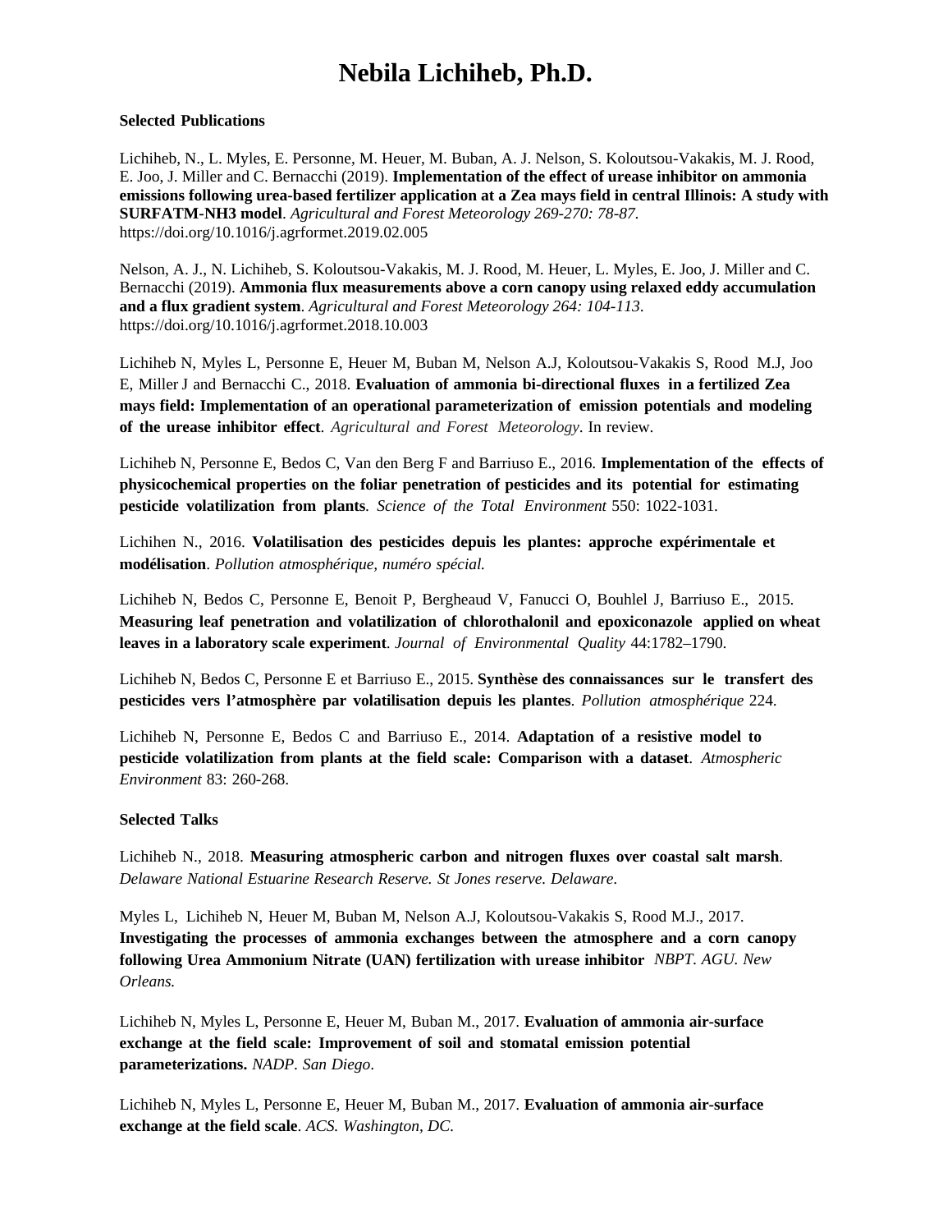# Nebila Lichiheb, Ph.D.

**Selected Publications**

Lichiheb, N., L. Myles, E. Personne, M. Heuer, M. Buban, A. J. Nelson, S. Koloutsou-Vakakis, M. J. Rood, E. Joo, J. Miller and C. Bernacchi (2019). **Implementation of the effect of urease inhibitor on ammonia emissions following urea-based fertilizer application at a Zea mays field in central Illinois: A study with SURFATM-NH3 model**. *Agricultural and Forest Meteorology 269-270: 78-87.* https://doi.org/10.1016/j.agrformet.2019.02.005

Nelson, A. J., N. Lichiheb, S. Koloutsou-Vakakis, M. J. Rood, M. Heuer, L. Myles, E. Joo, J. Miller and C. Bernacchi (2019). **Ammonia flux measurements above a corn canopy using relaxed eddy accumulation and a flux gradient system**. *Agricultural and Forest Meteorology 264: 104-113*. https://doi.org/10.1016/j.agrformet.2018.10.003

Lichiheb N, Myles L, Personne E, Heuer M, Buban M, Nelson A.J, Koloutsou-Vakakis S, Rood M.J, Joo E, Miller J and Bernacchi C., 2018. **Evaluation of ammonia bi-directional fluxes in a fertilized Zea mays field: Implementation of an operational parameterization of emission potentials and modeling of the urease inhibitor effect**. *Agricultural and Forest Meteorology*. In review.

Lichiheb N, Personne E, Bedos C, Van den Berg F and Barriuso E., 2016. **Implementation of the effects of physicochemical properties on the foliar penetration of pesticides and its potential for estimating pesticide volatilization from plants**. *Science of the Total Environment* 550: 1022-1031.

Lichihen N., 2016. **Volatilisation des pesticides depuis les plantes: approche expérimentale et modélisation**. *Pollution atmosphérique, numéro spécial.*

Lichiheb N, Bedos C, Personne E, Benoit P, Bergheaud V, Fanucci O, Bouhlel J, Barriuso E., 2015. **Measuring leaf penetration and volatilization of chlorothalonil and epoxiconazole applied on wheat leaves in a laboratory scale experiment**. *Journal of Environmental Quality* 44:1782–1790.

Lichiheb N, Bedos C, Personne E et Barriuso E., 2015. **Synthèse des connaissances sur le transfert des pesticides vers l'atmosphère par volatilisation depuis les plantes**. *Pollution atmosphérique* 224.

Lichiheb N, Personne E, Bedos C and Barriuso E., 2014. **Adaptation of a resistive model to pesticide volatilization from plants at the field scale: Comparison with a dataset**. *Atmospheric Environment* 83: 260-268.

**Selected Talks**

Lichiheb N., 2018. **Measuring atmospheric carbon and nitrogen fluxes over coastal salt marsh**. *Delaware National Estuarine Research Reserve. St Jones reserve. Delaware.*

Myles L, Lichiheb N, Heuer M, Buban M, Nelson A.J, Koloutsou-Vakakis S, Rood M.J., 2017. **Investigating the processes of ammonia exchanges between the atmosphere and a corn canopy following Urea Ammonium Nitrate (UAN) fertilization with urease inhibitor** *NBPT. AGU. New Orleans.*

Lichiheb N, Myles L, Personne E, Heuer M, Buban M., 2017. **Evaluation of ammonia air-surface exchange at the field scale: Improvement of soil and stomatal emission potential parameterizations.** *NADP. San Diego.*

Lichiheb N, Myles L, Personne E, Heuer M, Buban M., 2017. **Evaluation of ammonia air-surface exchange at the field scale**. *ACS. Washington, DC.*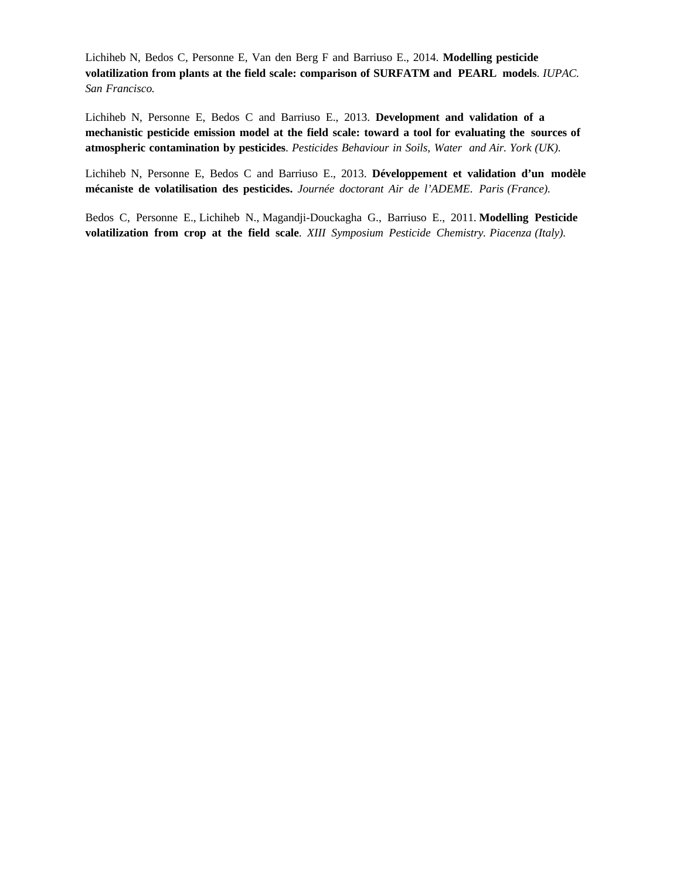Lichiheb N, Bedos C, Personne E, Van den Berg F and Barriuso E., 2014. **Modelling pesticide volatilization from plants at the field scale: comparison of SURFATM and PEARL models**. *IUPAC. San Francisco.*

Lichiheb N, Personne E, Bedos C and Barriuso E., 2013. **Development and validation of a mechanistic pesticide emission model at the field scale: toward a tool for evaluating the sources of atmospheric contamination by pesticides**. *Pesticides Behaviour in Soils, Water and Air. York (UK).*

Lichiheb N, Personne E, Bedos C and Barriuso E., 2013. **Développement et validation d'un modèle mécaniste de volatilisation des pesticides.** *Journée doctorant Air de l'ADEME. Paris (France).*

Bedos C, Personne E., Lichiheb N., Magandji-Douckagha G., Barriuso E., 2011. **Modelling Pesticide volatilization from crop at the field scale**. *XIII Symposium Pesticide Chemistry. Piacenza (Italy).*